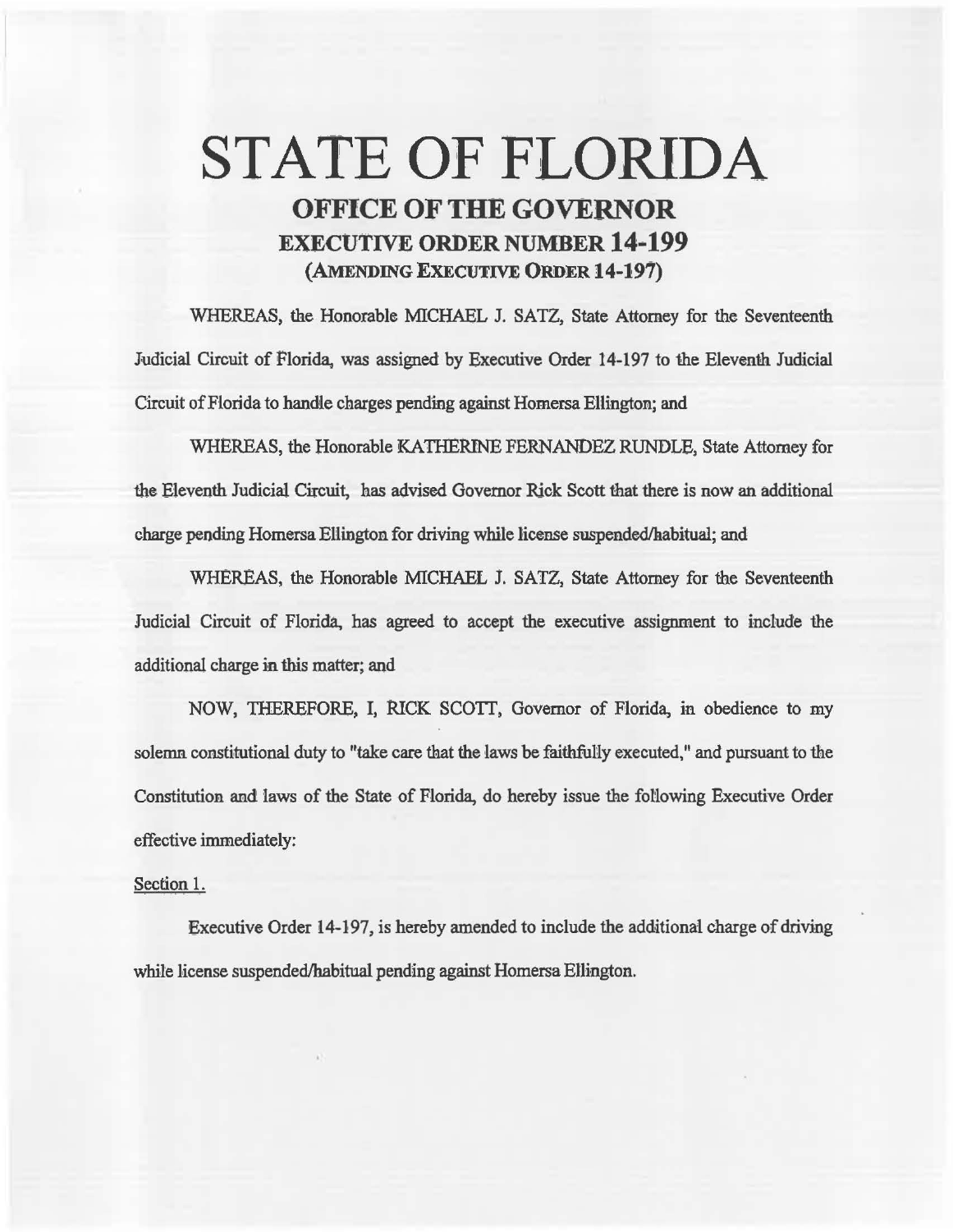# STATE OF FLORIDA

## OFFICE OF THE GOVERNOR

## EXECUTIVE ORDER NUMBER 14-199

### (AMENDING EXECUTIVE ORDER 14-197)

WHEREAS, the Honorable MICHAEL J. SATZ, State Attorney for the Seventeenth Judicial Circuit of Florida, was assigned by Executive Order 14-197 to the Eleventh Judicial Circuit of Florida to handle charges pending against Homersa Ellington; and

WHEREAS, the Honorable KATHERINE FERNANDEZ RUNDLE, State Attorney for the Eleventh Judicial Circuit, has advised Governor Rick Scott that there is now an additional charge pending Homersa Ellington for driving while license suspended/habitual; and

WHEREAS, the Honorable MICHAEL J. SATZ, State Attorney for the Seventeenth Judicial Circuit of Florida, has agreed to accept the executive assignment to include the additional charge in this matter; and

NOW, THEREFORE, I, RICK SCOTT, Governor of Florida, in obedience to my solemn constitutional duty to "take care that the laws be faithfully executed," and pursuant to the Constitution and laws of the State of Florida, do hereby issue the following Executive Order effective immediately:

Section 1.

Executive Order 14-197, is hereby amended to include the additional charge of driving while license suspended/habitual pending against Homersa Ellington.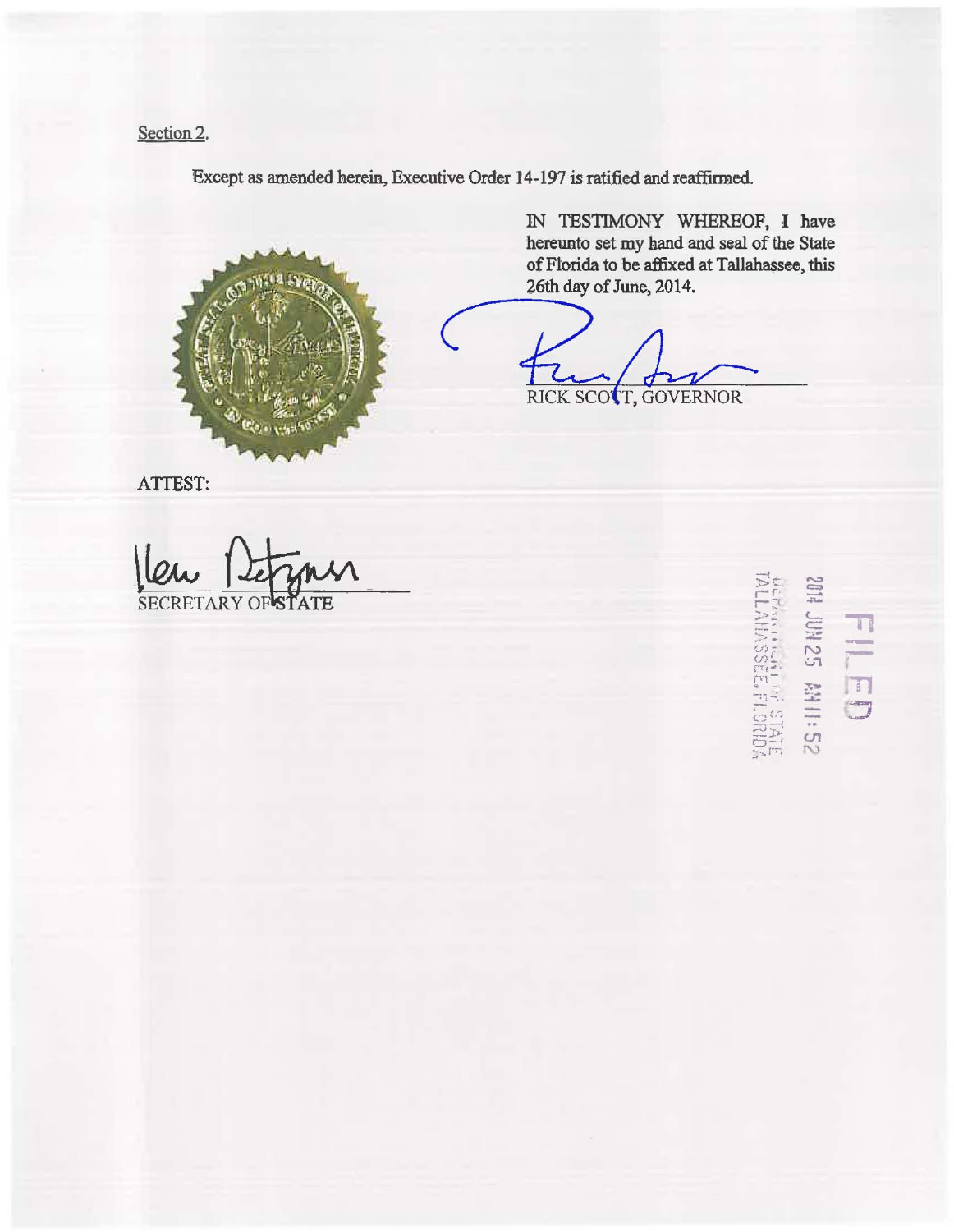Section 2.

Except as amended herein, Executive Order 14-197 is ratified and reaffirmed.

IN TESTIMONY WHEREOF, I have hereunto set my hand and seal of the State of Florida to be affixed at Tallahassee, this 26th day of June, 2014.

RICK SCOTT, GOVERNOR

ATTEST:

SECRETARY OF STATE

FILED

2014 JUN 25 AM 11:52

DEPARTMENT OF STATE
TALLAHASSEE, FLORIDA